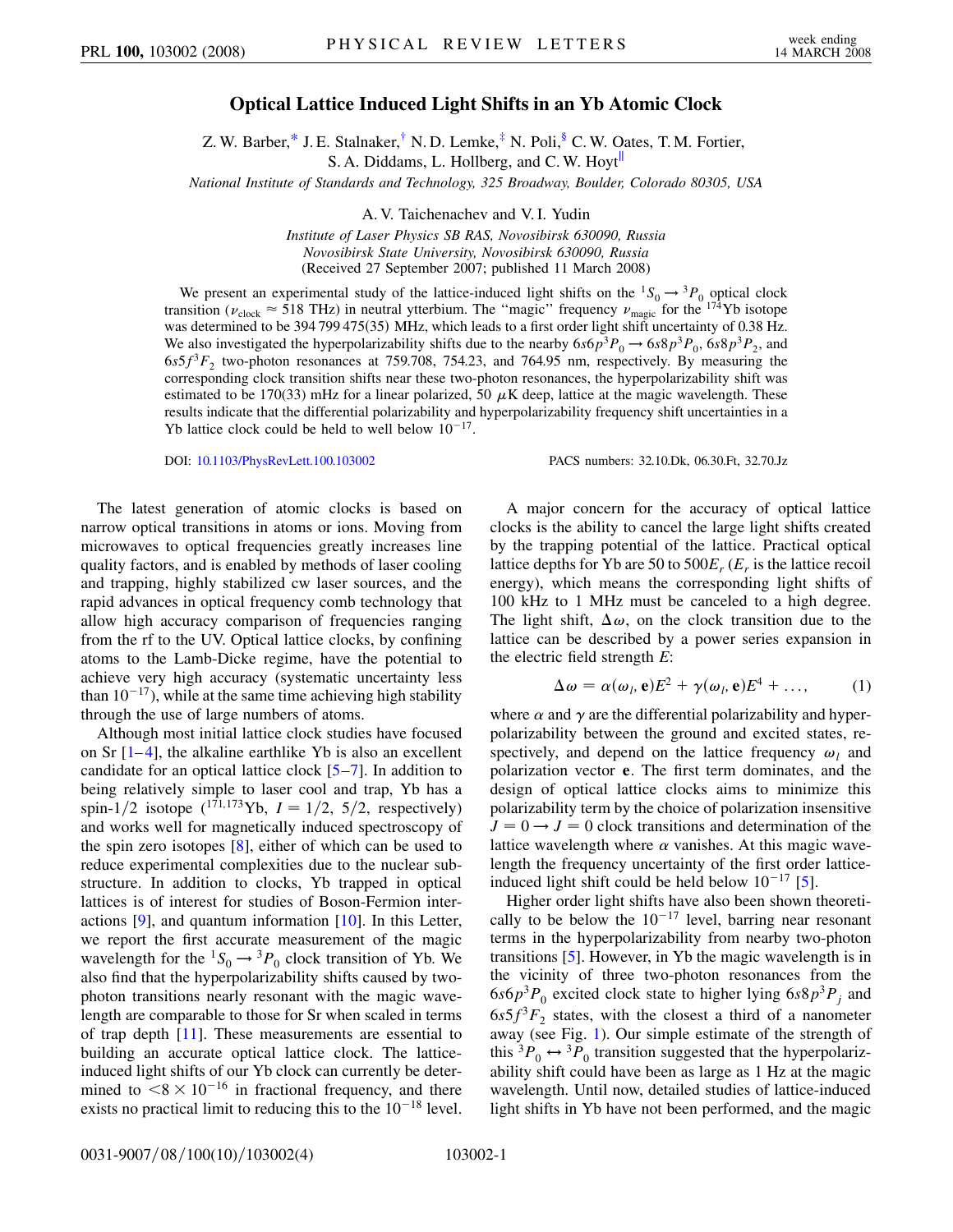# Optical Lattice Induced Light Shifts in an Yb Atomic Clock

Z. W. Barber,[*] J. E. Stalnaker,[†] N. D. Lemke,[‡] N. Poli,[§] C. W. Oates, T. M. Fortier, S. A. Diddams, L. Hollberg, and C. W. Hoyt[∥]

*National Institute of Standards and Technology, 325 Broadway, Boulder, Colorado 80305, USA*

A. V. Taichenachev and V. I. Yudin

*Institute of Laser Physics SB RAS, Novosibirsk 630090, Russia*
*Novosibirsk State University, Novosibirsk 630090, Russia*
(Received 27 September 2007; published 11 March 2008)

We present an experimental study of the lattice-induced light shifts on the $^1S_0 \rightarrow {}^3P_0$ optical clock transition ($\nu_{\text{clock}} \approx 518$ THz) in neutral ytterbium. The "magic" frequency $\nu_{\text{magic}}$ for the $^{174}$Yb isotope was determined to be 394 799 475(35) MHz, which leads to a first order light shift uncertainty of 0.38 Hz. We also investigated the hyperpolarizability shifts due to the nearby $6s6p\,^3P_0 \rightarrow 6s8p\,^3P_0$, $6s8p\,^3P_2$, and $6s5f\,^3F_2$ two-photon resonances at 759.708, 754.23, and 764.95 nm, respectively. By measuring the corresponding clock transition shifts near these two-photon resonances, the hyperpolarizability shift was estimated to be 170(33) mHz for a linear polarized, 50 $\mu$K deep, lattice at the magic wavelength. These results indicate that the differential polarizability and hyperpolarizability frequency shift uncertainties in a Yb lattice clock could be held to well below $10^{-17}$.

DOI: 10.1103/PhysRevLett.100.103002 PACS numbers: 32.10.Dk, 06.30.Ft, 32.70.Jz

The latest generation of atomic clocks is based on narrow optical transitions in atoms or ions. Moving from microwaves to optical frequencies greatly increases line quality factors, and is enabled by methods of laser cooling and trapping, highly stabilized cw laser sources, and the rapid advances in optical frequency comb technology that allow high accuracy comparison of frequencies ranging from the rf to the UV. Optical lattice clocks, by confining atoms to the Lamb-Dicke regime, have the potential to achieve very high accuracy (systematic uncertainty less than $10^{-17}$), while at the same time achieving high stability through the use of large numbers of atoms.

Although most initial lattice clock studies have focused on Sr [1–4], the alkaline earthlike Yb is also an excellent candidate for an optical lattice clock [5–7]. In addition to being relatively simple to laser cool and trap, Yb has a spin-1/2 isotope ($^{171,173}$Yb, $I = 1/2$, $5/2$, respectively) and works well for magnetically induced spectroscopy of the spin zero isotopes [8], either of which can be used to reduce experimental complexities due to the nuclear substructure. In addition to clocks, Yb trapped in optical lattices is of interest for studies of Boson-Fermion interactions [9], and quantum information [10]. In this Letter, we report the first accurate measurement of the magic wavelength for the $^1S_0 \rightarrow {}^3P_0$ clock transition of Yb. We also find that the hyperpolarizability shifts caused by two-photon transitions nearly resonant with the magic wavelength are comparable to those for Sr when scaled in terms of trap depth [11]. These measurements are essential to building an accurate optical lattice clock. The lattice-induced light shifts of our Yb clock can currently be determined to $<8 \times 10^{-16}$ in fractional frequency, and there exists no practical limit to reducing this to the $10^{-18}$ level.

A major concern for the accuracy of optical lattice clocks is the ability to cancel the large light shifts created by the trapping potential of the lattice. Practical optical lattice depths for Yb are 50 to $500E_r$ ($E_r$ is the lattice recoil energy), which means the corresponding light shifts of 100 kHz to 1 MHz must be canceled to a high degree. The light shift, $\Delta\omega$, on the clock transition due to the lattice can be described by a power series expansion in the electric field strength $E$:

$$\Delta\omega = \alpha(\omega_l, \mathbf{e})E^2 + \gamma(\omega_l, \mathbf{e})E^4 + \ldots, \tag{1}$$

where $\alpha$ and $\gamma$ are the differential polarizability and hyperpolarizability between the ground and excited states, respectively, and depend on the lattice frequency $\omega_l$ and polarization vector $\mathbf{e}$. The first term dominates, and the design of optical lattice clocks aims to minimize this polarizability term by the choice of polarization insensitive $J = 0 \rightarrow J = 0$ clock transitions and determination of the lattice wavelength where $\alpha$ vanishes. At this magic wavelength the frequency uncertainty of the first order lattice-induced light shift could be held below $10^{-17}$ [5].

Higher order light shifts have also been shown theoretically to be below the $10^{-17}$ level, barring near resonant terms in the hyperpolarizability from nearby two-photon transitions [5]. However, in Yb the magic wavelength is in the vicinity of three two-photon resonances from the $6s6p\,^3P_0$ excited clock state to higher lying $6s8p\,^3P_j$ and $6s5f\,^3F_2$ states, with the closest a third of a nanometer away (see Fig. 1). Our simple estimate of the strength of this $^3P_0 \leftrightarrow {}^3P_0$ transition suggested that the hyperpolarizability shift could have been as large as 1 Hz at the magic wavelength. Until now, detailed studies of lattice-induced light shifts in Yb have not been performed, and the magic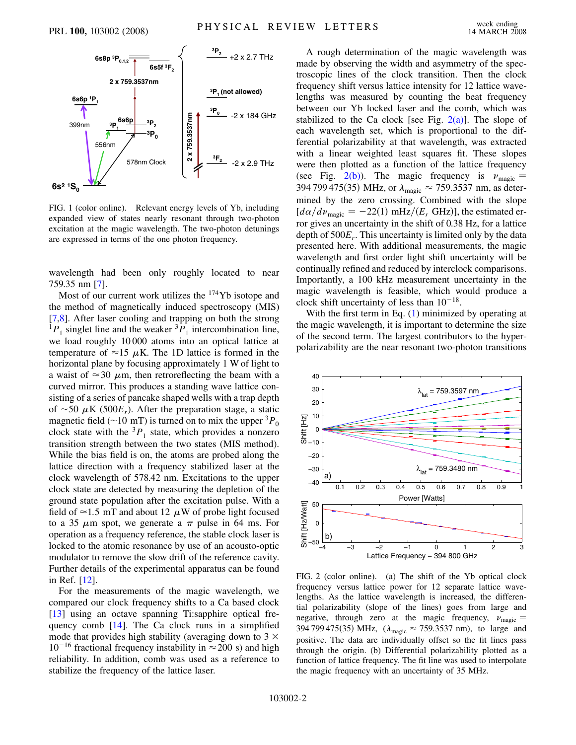FIG. 1 (color online). Relevant energy levels of Yb, including expanded view of states nearly resonant through two-photon excitation at the magic wavelength. The two-photon detunings are expressed in terms of the one photon frequency.

wavelength had been only roughly located to near 759.35 nm [7].

Most of our current work utilizes the $^{174}$Yb isotope and the method of magnetically induced spectroscopy (MIS) [7,8]. After laser cooling and trapping on both the strong $^1P_1$ singlet line and the weaker $^3P_1$ intercombination line, we load roughly 10 000 atoms into an optical lattice at temperature of $\approx 15\ \mu$K. The 1D lattice is formed in the horizontal plane by focusing approximately 1 W of light to a waist of $\approx 30\ \mu$m, then retroreflecting the beam with a curved mirror. This produces a standing wave lattice consisting of a series of pancake shaped wells with a trap depth of $\sim 50\ \mu$K ($500 E_r$). After the preparation stage, a static magnetic field ($\sim$10 mT) is turned on to mix the upper $^3P_0$ clock state with the $^3P_1$ state, which provides a nonzero transition strength between the two states (MIS method). While the bias field is on, the atoms are probed along the lattice direction with a frequency stabilized laser at the clock wavelength of 578.42 nm. Excitations to the upper clock state are detected by measuring the depletion of the ground state population after the excitation pulse. With a field of $\approx$1.5 mT and about 12 $\mu$W of probe light focused to a 35 $\mu$m spot, we generate a $\pi$ pulse in 64 ms. For operation as a frequency reference, the stable clock laser is locked to the atomic resonance by use of an acousto-optic modulator to remove the slow drift of the reference cavity. Further details of the experimental apparatus can be found in Ref. [12].

For the measurements of the magic wavelength, we compared our clock frequency shifts to a Ca based clock [13] using an octave spanning Ti:sapphire optical frequency comb [14]. The Ca clock runs in a simplified mode that provides high stability (averaging down to $3 \times 10^{-16}$ fractional frequency instability in $\approx$200 s) and high reliability. In addition, comb was used as a reference to stabilize the frequency of the lattice laser.

A rough determination of the magic wavelength was made by observing the width and asymmetry of the spectroscopic lines of the clock transition. Then the clock frequency shift versus lattice intensity for 12 lattice wavelengths was measured by counting the beat frequency between our Yb locked laser and the comb, which was stabilized to the Ca clock [see Fig. 2(a)]. The slope of each wavelength set, which is proportional to the differential polarizability at that wavelength, was extracted with a linear weighted least squares fit. These slopes were then plotted as a function of the lattice frequency (see Fig. 2(b)). The magic frequency is $\nu_{\text{magic}} =$ 394 799 475(35) MHz, or $\lambda_{\text{magic}} \approx 759.3537$ nm, as determined by the zero crossing. Combined with the slope $[d\alpha/d\nu_{\text{magic}} = -22(1)\ \text{mHz}/(E_r\ \text{GHz})]$, the estimated error gives an uncertainty in the shift of 0.38 Hz, for a lattice depth of $500 E_r$. This uncertainty is limited only by the data presented here. With additional measurements, the magic wavelength and first order light shift uncertainty will be continually refined and reduced by interclock comparisons. Importantly, a 100 kHz measurement uncertainty in the magic wavelength is feasible, which would produce a clock shift uncertainty of less than $10^{-18}$.

With the first term in Eq. (1) minimized by operating at the magic wavelength, it is important to determine the size of the second term. The largest contributors to the hyperpolarizability are the near resonant two-photon transitions

FIG. 2 (color online). (a) The shift of the Yb optical clock frequency versus lattice power for 12 separate lattice wavelengths. As the lattice wavelength is increased, the differential polarizability (slope of the lines) goes from large and negative, through zero at the magic frequency, $\nu_{\text{magic}} =$ 394 799 475(35) MHz, ($\lambda_{\text{magic}} \approx 759.3537$ nm), to large and positive. The data are individually offset so the fit lines pass through the origin. (b) Differential polarizability plotted as a function of lattice frequency. The fit line was used to interpolate the magic frequency with an uncertainty of 35 MHz.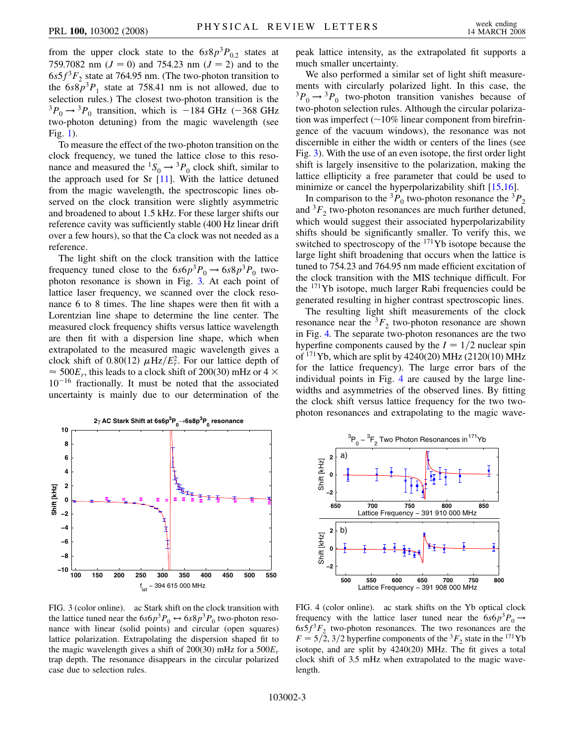from the upper clock state to the $6s8p\,^3P_{0,2}$ states at 759.7082 nm ($J = 0$) and 754.23 nm ($J = 2$) and to the $6s5f\,^3F_2$ state at 764.95 nm. (The two-photon transition to the $6s8p\,^3P_1$ state at 758.41 nm is not allowed, due to selection rules.) The closest two-photon transition is the $^3P_0 \rightarrow {}^3P_0$ transition, which is $-184$ GHz ($-368$ GHz two-photon detuning) from the magic wavelength (see Fig. 1).

To measure the effect of the two-photon transition on the clock frequency, we tuned the lattice close to this resonance and measured the $^1S_0 \rightarrow {}^3P_0$ clock shift, similar to the approach used for Sr [11]. With the lattice detuned from the magic wavelength, the spectroscopic lines observed on the clock transition were slightly asymmetric and broadened to about 1.5 kHz. For these larger shifts our reference cavity was sufficiently stable (400 Hz linear drift over a few hours), so that the Ca clock was not needed as a reference.

The light shift on the clock transition with the lattice frequency tuned close to the $6s6p\,^3P_0 \rightarrow 6s8p\,^3P_0$ two-photon resonance is shown in Fig. 3. At each point of lattice laser frequency, we scanned over the clock resonance 6 to 8 times. The line shapes were then fit with a Lorentzian line shape to determine the line center. The measured clock frequency shifts versus lattice wavelength are then fit with a dispersion line shape, which when extrapolated to the measured magic wavelength gives a clock shift of 0.80(12) $\mu\text{Hz}/E_r^2$. For our lattice depth of $\approx 500E_r$, this leads to a clock shift of 200(30) mHz or $4 \times 10^{-16}$ fractionally. It must be noted that the associated uncertainty is mainly due to our determination of the peak lattice intensity, as the extrapolated fit supports a much smaller uncertainty.

We also performed a similar set of light shift measurements with circularly polarized light. In this case, the $^3P_0 \rightarrow {}^3P_0$ two-photon transition vanishes because of two-photon selection rules. Although the circular polarization was imperfect (~10% linear component from birefringence of the vacuum windows), the resonance was not discernible in either the width or centers of the lines (see Fig. 3). With the use of an even isotope, the first order light shift is largely insensitive to the polarization, making the lattice ellipticity a free parameter that could be used to minimize or cancel the hyperpolarizability shift [15,16].

In comparison to the $^3P_0$ two-photon resonance the $^3P_2$ and $^3F_2$ two-photon resonances are much further detuned, which would suggest their associated hyperpolarizability shifts should be significantly smaller. To verify this, we switched to spectroscopy of the $^{171}$Yb isotope because the large light shift broadening that occurs when the lattice is tuned to 754.23 and 764.95 nm made efficient excitation of the clock transition with the MIS technique difficult. For the $^{171}$Yb isotope, much larger Rabi frequencies could be generated resulting in higher contrast spectroscopic lines.

The resulting light shift measurements of the clock resonance near the $^3F_2$ two-photon resonance are shown in Fig. 4. The separate two-photon resonances are the two hyperfine components caused by the $I = 1/2$ nuclear spin of $^{171}$Yb, which are split by 4240(20) MHz (2120(10) MHz for the lattice frequency). The large error bars of the individual points in Fig. 4 are caused by the large linewidths and asymmetries of the observed lines. By fitting the clock shift versus lattice frequency for the two two-photon resonances and extrapolating to the magic wave-

FIG. 3 (color online). ac Stark shift on the clock transition with the lattice tuned near the $6s6p\,^3P_0 \leftrightarrow 6s8p\,^3P_0$ two-photon resonance with linear (solid points) and circular (open squares) lattice polarization. Extrapolating the dispersion shaped fit to the magic wavelength gives a shift of 200(30) mHz for a $500E_r$ trap depth. The resonance disappears in the circular polarized case due to selection rules.

FIG. 4 (color online). ac stark shifts on the Yb optical clock frequency with the lattice laser tuned near the $6s6p\,^3P_0 \rightarrow 6s5f\,^3F_2$ two-photon resonances. The two resonances are the $F = 5/2, 3/2$ hyperfine components of the $^3F_2$ state in the $^{171}$Yb isotope, and are split by 4240(20) MHz. The fit gives a total clock shift of 3.5 mHz when extrapolated to the magic wavelength.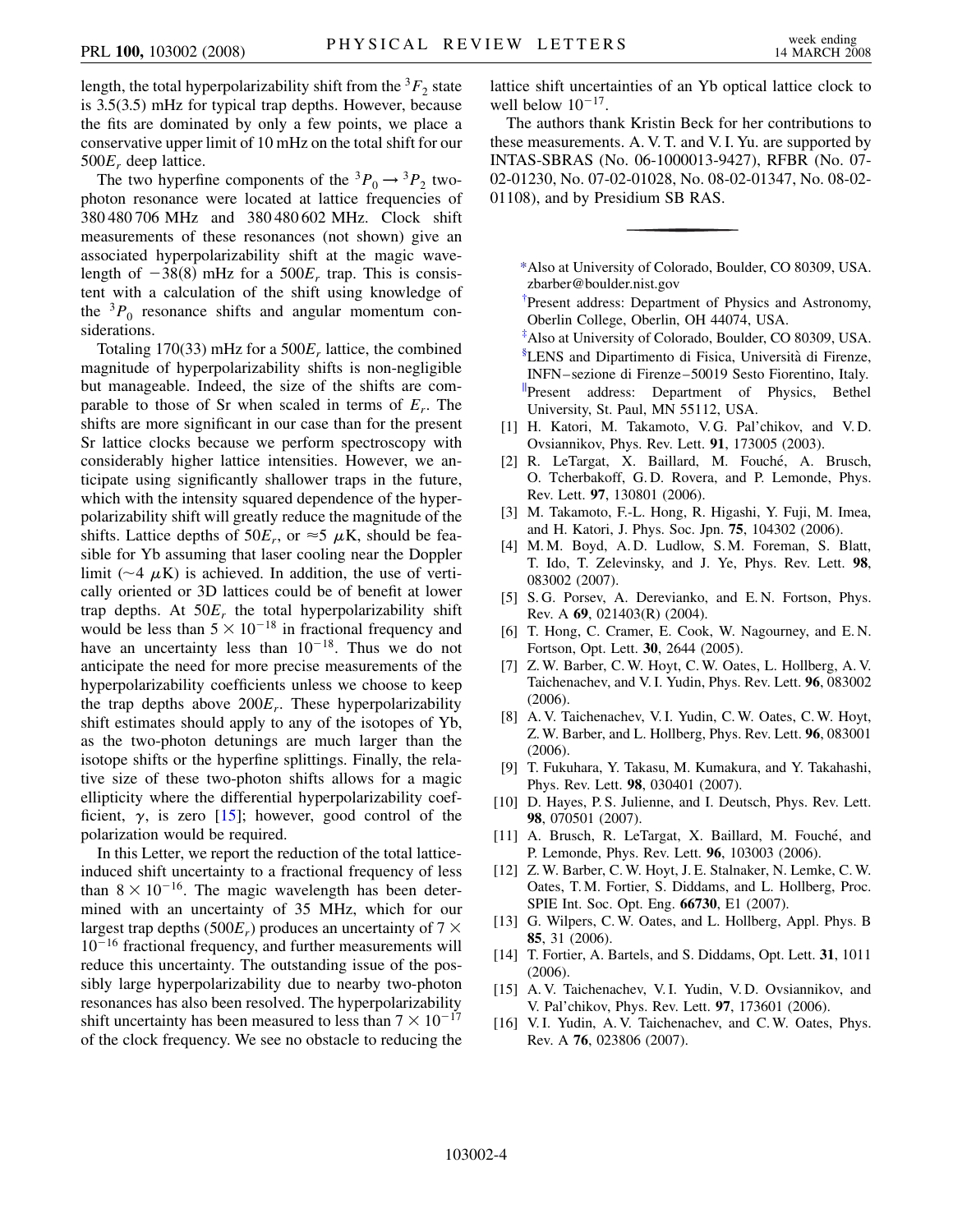length, the total hyperpolarizability shift from the $^3F_2$ state is 3.5(3.5) mHz for typical trap depths. However, because the fits are dominated by only a few points, we place a conservative upper limit of 10 mHz on the total shift for our $500E_r$ deep lattice.

The two hyperfine components of the $^3P_0 \rightarrow {}^3P_2$ two-photon resonance were located at lattice frequencies of 380 480 706 MHz and 380 480 602 MHz. Clock shift measurements of these resonances (not shown) give an associated hyperpolarizability shift at the magic wavelength of $-38(8)$ mHz for a $500E_r$ trap. This is consistent with a calculation of the shift using knowledge of the $^3P_0$ resonance shifts and angular momentum considerations.

Totaling 170(33) mHz for a $500E_r$ lattice, the combined magnitude of hyperpolarizability shifts is non-negligible but manageable. Indeed, the size of the shifts are comparable to those of Sr when scaled in terms of $E_r$. The shifts are more significant in our case than for the present Sr lattice clocks because we perform spectroscopy with considerably higher lattice intensities. However, we anticipate using significantly shallower traps in the future, which with the intensity squared dependence of the hyperpolarizability shift will greatly reduce the magnitude of the shifts. Lattice depths of $50E_r$, or $\approx 5\ \mu$K, should be feasible for Yb assuming that laser cooling near the Doppler limit ($\sim 4\ \mu$K) is achieved. In addition, the use of vertically oriented or 3D lattices could be of benefit at lower trap depths. At $50E_r$ the total hyperpolarizability shift would be less than $5 \times 10^{-18}$ in fractional frequency and have an uncertainty less than $10^{-18}$. Thus we do not anticipate the need for more precise measurements of the hyperpolarizability coefficients unless we choose to keep the trap depths above $200E_r$. These hyperpolarizability shift estimates should apply to any of the isotopes of Yb, as the two-photon detunings are much larger than the isotope shifts or the hyperfine splittings. Finally, the relative size of these two-photon shifts allows for a magic ellipticity where the differential hyperpolarizability coefficient, $\gamma$, is zero [15]; however, good control of the polarization would be required.

In this Letter, we report the reduction of the total lattice-induced shift uncertainty to a fractional frequency of less than $8 \times 10^{-16}$. The magic wavelength has been determined with an uncertainty of 35 MHz, which for our largest trap depths ($500E_r$) produces an uncertainty of $7 \times 10^{-16}$ fractional frequency, and further measurements will reduce this uncertainty. The outstanding issue of the possibly large hyperpolarizability due to nearby two-photon resonances has also been resolved. The hyperpolarizability shift uncertainty has been measured to less than $7 \times 10^{-17}$ of the clock frequency. We see no obstacle to reducing the lattice shift uncertainties of an Yb optical lattice clock to well below $10^{-17}$.

The authors thank Kristin Beck for her contributions to these measurements. A. V. T. and V. I. Yu. are supported by INTAS-SBRAS (No. 06-1000013-9427), RFBR (No. 07-02-01230, No. 07-02-01028, No. 08-02-01347, No. 08-02-01108), and by Presidium SB RAS.

---

[*] Also at University of Colorado, Boulder, CO 80309, USA. zbarber@boulder.nist.gov

[†] Present address: Department of Physics and Astronomy, Oberlin College, Oberlin, OH 44074, USA.

[‡] Also at University of Colorado, Boulder, CO 80309, USA.

[§] LENS and Dipartimento di Fisica, Università di Firenze, INFN–sezione di Firenze–50019 Sesto Fiorentino, Italy.

[‖] Present address: Department of Physics, Bethel University, St. Paul, MN 55112, USA.

[1] H. Katori, M. Takamoto, V. G. Pal'chikov, and V. D. Ovsiannikov, Phys. Rev. Lett. **91**, 173005 (2003).

[2] R. LeTargat, X. Baillard, M. Fouché, A. Brusch, O. Tcherbakoff, G. D. Rovera, and P. Lemonde, Phys. Rev. Lett. **97**, 130801 (2006).

[3] M. Takamoto, F.-L. Hong, R. Higashi, Y. Fuji, M. Imea, and H. Katori, J. Phys. Soc. Jpn. **75**, 104302 (2006).

[4] M. M. Boyd, A. D. Ludlow, S. M. Foreman, S. Blatt, T. Ido, T. Zelevinsky, and J. Ye, Phys. Rev. Lett. **98**, 083002 (2007).

[5] S. G. Porsev, A. Derevianko, and E. N. Fortson, Phys. Rev. A **69**, 021403(R) (2004).

[6] T. Hong, C. Cramer, E. Cook, W. Nagourney, and E. N. Fortson, Opt. Lett. **30**, 2644 (2005).

[7] Z. W. Barber, C. W. Hoyt, C. W. Oates, L. Hollberg, A. V. Taichenachev, and V. I. Yudin, Phys. Rev. Lett. **96**, 083002 (2006).

[8] A. V. Taichenachev, V. I. Yudin, C. W. Oates, C. W. Hoyt, Z. W. Barber, and L. Hollberg, Phys. Rev. Lett. **96**, 083001 (2006).

[9] T. Fukuhara, Y. Takasu, M. Kumakura, and Y. Takahashi, Phys. Rev. Lett. **98**, 030401 (2007).

[10] D. Hayes, P. S. Julienne, and I. Deutsch, Phys. Rev. Lett. **98**, 070501 (2007).

[11] A. Brusch, R. LeTargat, X. Baillard, M. Fouché, and P. Lemonde, Phys. Rev. Lett. **96**, 103003 (2006).

[12] Z. W. Barber, C. W. Hoyt, J. E. Stalnaker, N. Lemke, C. W. Oates, T. M. Fortier, S. Diddams, and L. Hollberg, Proc. SPIE Int. Soc. Opt. Eng. **66730**, E1 (2007).

[13] G. Wilpers, C. W. Oates, and L. Hollberg, Appl. Phys. B **85**, 31 (2006).

[14] T. Fortier, A. Bartels, and S. Diddams, Opt. Lett. **31**, 1011 (2006).

[15] A. V. Taichenachev, V. I. Yudin, V. D. Ovsiannikov, and V. Pal'chikov, Phys. Rev. Lett. **97**, 173601 (2006).

[16] V. I. Yudin, A. V. Taichenachev, and C. W. Oates, Phys. Rev. A **76**, 023806 (2007).